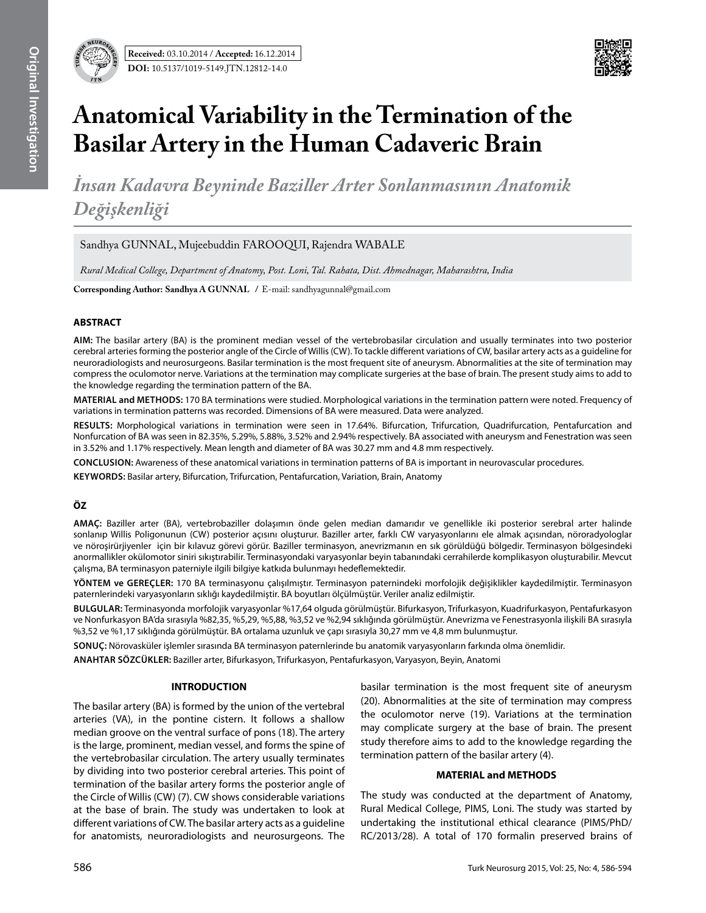**Received:** 03.10.2014 / **Accepted:** 16.12.2014

**DOI:** 10.5137/1019-5149.JTN.12812-14.0

# Anatomical Variability in the Termination of the Basilar Artery in the Human Cadaveric Brain

## *İnsan Kadavra Beyninde Baziller Arter Sonlanmasının Anatomik Değişkenliği*

Sandhya GUNNAL, Mujeebuddin FAROOQUI, Rajendra WABALE

*Rural Medical College, Department of Anatomy, Post. Loni, Tal. Rahata, Dist. Ahmednagar, Maharashtra, India*

**Corresponding Author: Sandhya A GUNNAL** / E-mail: sandhyagunnal@gmail.com

### ABSTRACT

**AIM:** The basilar artery (BA) is the prominent median vessel of the vertebrobasilar circulation and usually terminates into two posterior cerebral arteries forming the posterior angle of the Circle of Willis (CW). To tackle different variations of CW, basilar artery acts as a guideline for neuroradiologists and neurosurgeons. Basilar termination is the most frequent site of aneurysm. Abnormalities at the site of termination may compress the oculomotor nerve. Variations at the termination may complicate surgeries at the base of brain. The present study aims to add to the knowledge regarding the termination pattern of the BA.

**MATERIAL and METHODS:** 170 BA terminations were studied. Morphological variations in the termination pattern were noted. Frequency of variations in termination patterns was recorded. Dimensions of BA were measured. Data were analyzed.

**RESULTS:** Morphological variations in termination were seen in 17.64%. Bifurcation, Trifurcation, Quadrifurcation, Pentafurcation and Nonfurcation of BA was seen in 82.35%, 5.29%, 5.88%, 3.52% and 2.94% respectively. BA associated with aneurysm and Fenestration was seen in 3.52% and 1.17% respectively. Mean length and diameter of BA was 30.27 mm and 4.8 mm respectively.

**CONCLUSION:** Awareness of these anatomical variations in termination patterns of BA is important in neurovascular procedures.

**KEYWORDS:** Basilar artery, Bifurcation, Trifurcation, Pentafurcation, Variation, Brain, Anatomy

### ÖZ

**AMAÇ:** Baziller arter (BA), vertebrobaziller dolaşımın önde gelen median damarıdır ve genellikle iki posterior serebral arter halinde sonlanıp Willis Poligonunun (CW) posterior açısını oluşturur. Baziller arter, farklı CW varyasyonlarını ele almak açısından, nöroradyologlar ve nöroşirürjiyenler için bir kılavuz görevi görür. Baziller terminasyon, anevrizmanın en sık görüldüğü bölgedir. Terminasyon bölgesindeki anormallikler okülomotor siniri sıkıştırabilir. Terminasyondaki varyasyonlar beyin tabanındaki cerrahilerde komplikasyon oluşturabilir. Mevcut çalışma, BA terminasyon paterniyle ilgili bilgiye katkıda bulunmayı hedeflemektedir.

**YÖNTEM ve GEREÇLER:** 170 BA terminasyonu çalışılmıştır. Terminasyon paternindeki morfolojik değişiklikler kaydedilmiştir. Terminasyon paternlerindeki varyasyonların sıklığı kaydedilmiştir. BA boyutları ölçülmüştür. Veriler analiz edilmiştir.

**BULGULAR:** Terminasyonda morfolojik varyasyonlar %17,64 olguda görülmüştür. Bifurkasyon, Trifurkasyon, Kuadrifurkasyon, Pentafurkasyon ve Nonfurkasyon BA'da sırasıyla %82,35, %5,29, %5,88, %3,52 ve %2,94 sıklığında görülmüştür. Anevrizma ve Fenestrasyonla ilişkili BA sırasıyla %3,52 ve %1,17 sıklığında görülmüştür. BA ortalama uzunluk ve çapı sırasıyla 30,27 mm ve 4,8 mm bulunmuştur.

**SONUÇ:** Nörovasküler işlemler sırasında BA terminasyon paternlerinde bu anatomik varyasyonların farkında olma önemlidir.

**ANAHTAR SÖZCÜKLER:** Baziller arter, Bifurkasyon, Trifurkasyon, Pentafurkasyon, Varyasyon, Beyin, Anatomi

### INTRODUCTION

The basilar artery (BA) is formed by the union of the vertebral arteries (VA), in the pontine cistern. It follows a shallow median groove on the ventral surface of pons (18). The artery is the large, prominent, median vessel, and forms the spine of the vertebrobasilar circulation. The artery usually terminates by dividing into two posterior cerebral arteries. This point of termination of the basilar artery forms the posterior angle of the Circle of Willis (CW) (7). CW shows considerable variations at the base of brain. The study was undertaken to look at different variations of CW. The basilar artery acts as a guideline for anatomists, neuroradiologists and neurosurgeons. The basilar termination is the most frequent site of aneurysm (20). Abnormalities at the site of termination may compress the oculomotor nerve (19). Variations at the termination may complicate surgery at the base of brain. The present study therefore aims to add to the knowledge regarding the termination pattern of the basilar artery (4).

### MATERIAL and METHODS

The study was conducted at the department of Anatomy, Rural Medical College, PIMS, Loni. The study was started by undertaking the institutional ethical clearance (PIMS/PhD/RC/2013/28). A total of 170 formalin preserved brains of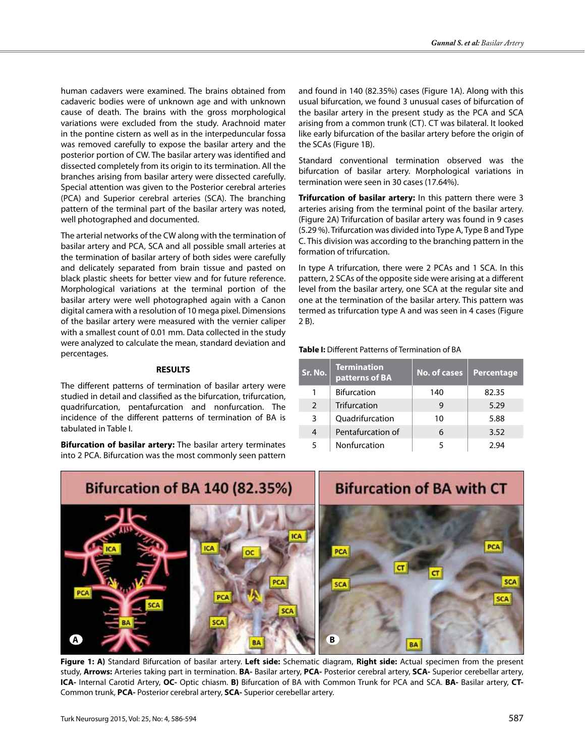human cadavers were examined. The brains obtained from cadaveric bodies were of unknown age and with unknown cause of death. The brains with the gross morphological variations were excluded from the study. Arachnoid mater in the pontine cistern as well as in the interpeduncular fossa was removed carefully to expose the basilar artery and the posterior portion of CW. The basilar artery was identified and dissected completely from its origin to its termination. All the branches arising from basilar artery were dissected carefully. Special attention was given to the Posterior cerebral arteries (PCA) and Superior cerebral arteries (SCA). The branching pattern of the terminal part of the basilar artery was noted, well photographed and documented.

The arterial networks of the CW along with the termination of basilar artery and PCA, SCA and all possible small arteries at the termination of basilar artery of both sides were carefully and delicately separated from brain tissue and pasted on black plastic sheets for better view and for future reference. Morphological variations at the terminal portion of the basilar artery were well photographed again with a Canon digital camera with a resolution of 10 mega pixel. Dimensions of the basilar artery were measured with the vernier caliper with a smallest count of 0.01 mm. Data collected in the study were analyzed to calculate the mean, standard deviation and percentages.

## RESULTS

The different patterns of termination of basilar artery were studied in detail and classified as the bifurcation, trifurcation, quadrifurcation, pentafurcation and nonfurcation. The incidence of the different patterns of termination of BA is tabulated in Table I.

**Bifurcation of basilar artery:** The basilar artery terminates into 2 PCA. Bifurcation was the most commonly seen pattern and found in 140 (82.35%) cases (Figure 1A). Along with this usual bifurcation, we found 3 unusual cases of bifurcation of the basilar artery in the present study as the PCA and SCA arising from a common trunk (CT). CT was bilateral. It looked like early bifurcation of the basilar artery before the origin of the SCAs (Figure 1B).

Standard conventional termination observed was the bifurcation of basilar artery. Morphological variations in termination were seen in 30 cases (17.64%).

**Trifurcation of basilar artery:** In this pattern there were 3 arteries arising from the terminal point of the basilar artery. (Figure 2A) Trifurcation of basilar artery was found in 9 cases (5.29 %). Trifurcation was divided into Type A, Type B and Type C. This division was according to the branching pattern in the formation of trifurcation.

In type A trifurcation, there were 2 PCAs and 1 SCA. In this pattern, 2 SCAs of the opposite side were arising at a different level from the basilar artery, one SCA at the regular site and one at the termination of the basilar artery. This pattern was termed as trifurcation type A and was seen in 4 cases (Figure 2 B).

**Table I:** Different Patterns of Termination of BA

| Sr. No. | Termination patterns of BA | No. of cases | Percentage |
|---|---|---|---|
| 1 | Bifurcation | 140 | 82.35 |
| 2 | Trifurcation | 9 | 5.29 |
| 3 | Quadrifurcation | 10 | 5.88 |
| 4 | Pentafurcation of | 6 | 3.52 |
| 5 | Nonfurcation | 5 | 2.94 |

**Figure 1: A)** Standard Bifurcation of basilar artery. **Left side:** Schematic diagram, **Right side:** Actual specimen from the present study, **Arrows:** Arteries taking part in termination. **BA-** Basilar artery, **PCA-** Posterior cerebral artery, **SCA-** Superior cerebellar artery, **ICA-** Internal Carotid Artery, **OC-** Optic chiasm. **B)** Bifurcation of BA with Common Trunk for PCA and SCA. **BA-** Basilar artery, **CT-** Common trunk, **PCA-** Posterior cerebral artery, **SCA-** Superior cerebellar artery.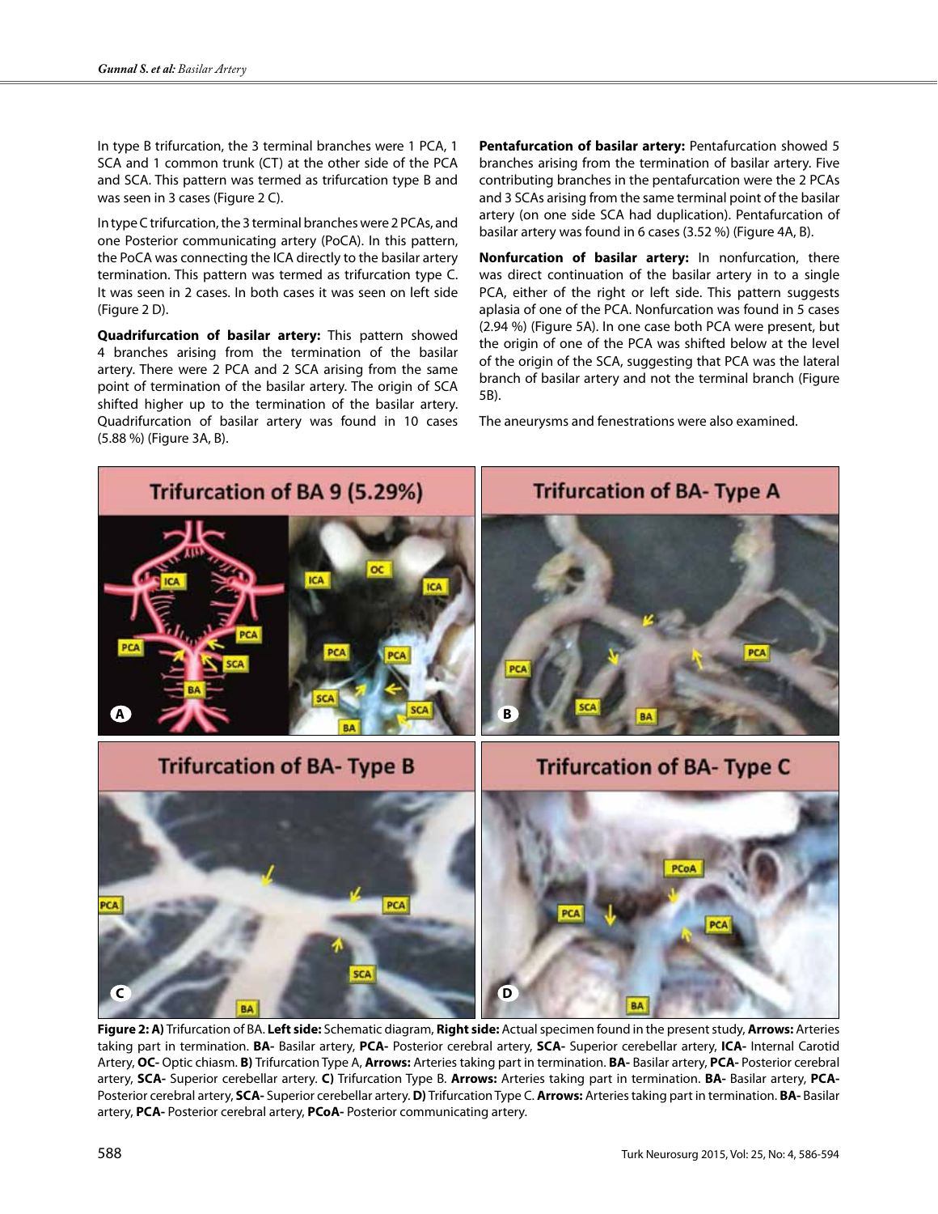In type B trifurcation, the 3 terminal branches were 1 PCA, 1 SCA and 1 common trunk (CT) at the other side of the PCA and SCA. This pattern was termed as trifurcation type B and was seen in 3 cases (Figure 2 C).

In type C trifurcation, the 3 terminal branches were 2 PCAs, and one Posterior communicating artery (PoCA). In this pattern, the PoCA was connecting the ICA directly to the basilar artery termination. This pattern was termed as trifurcation type C. It was seen in 2 cases. In both cases it was seen on left side (Figure 2 D).

**Quadrifurcation of basilar artery:** This pattern showed 4 branches arising from the termination of the basilar artery. There were 2 PCA and 2 SCA arising from the same point of termination of the basilar artery. The origin of SCA shifted higher up to the termination of the basilar artery. Quadrifurcation of basilar artery was found in 10 cases (5.88 %) (Figure 3A, B).

**Pentafurcation of basilar artery:** Pentafurcation showed 5 branches arising from the termination of basilar artery. Five contributing branches in the pentafurcation were the 2 PCAs and 3 SCAs arising from the same terminal point of the basilar artery (on one side SCA had duplication). Pentafurcation of basilar artery was found in 6 cases (3.52 %) (Figure 4A, B).

**Nonfurcation of basilar artery:** In nonfurcation, there was direct continuation of the basilar artery in to a single PCA, either of the right or left side. This pattern suggests aplasia of one of the PCA. Nonfurcation was found in 5 cases (2.94 %) (Figure 5A). In one case both PCA were present, but the origin of one of the PCA was shifted below at the level of the origin of the SCA, suggesting that PCA was the lateral branch of basilar artery and not the terminal branch (Figure 5B).

The aneurysms and fenestrations were also examined.

**Figure 2: A)** Trifurcation of BA. **Left side:** Schematic diagram, **Right side:** Actual specimen found in the present study, **Arrows:** Arteries taking part in termination. **BA-** Basilar artery, **PCA-** Posterior cerebral artery, **SCA-** Superior cerebellar artery, **ICA-** Internal Carotid Artery, **OC-** Optic chiasm. **B)** Trifurcation Type A, **Arrows:** Arteries taking part in termination. **BA-** Basilar artery, **PCA-** Posterior cerebral artery, **SCA-** Superior cerebellar artery. **C)** Trifurcation Type B. **Arrows:** Arteries taking part in termination. **BA-** Basilar artery, **PCA-** Posterior cerebral artery, **SCA-** Superior cerebellar artery. **D)** Trifurcation Type C. **Arrows:** Arteries taking part in termination. **BA-** Basilar artery, **PCA-** Posterior cerebral artery, **PCoA-** Posterior communicating artery.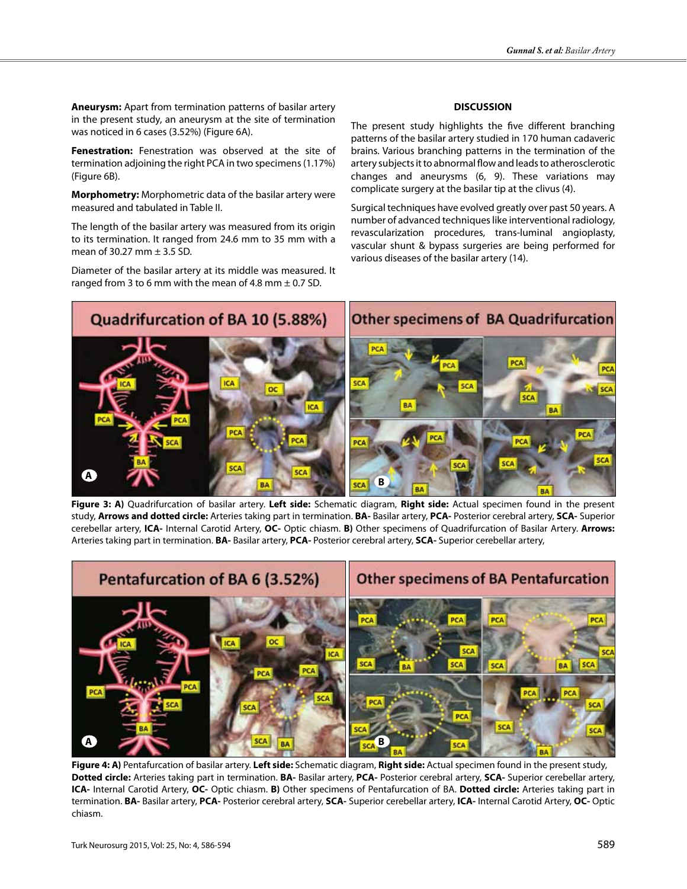**Aneurysm:** Apart from termination patterns of basilar artery in the present study, an aneurysm at the site of termination was noticed in 6 cases (3.52%) (Figure 6A).

**Fenestration:** Fenestration was observed at the site of termination adjoining the right PCA in two specimens (1.17%) (Figure 6B).

**Morphometry:** Morphometric data of the basilar artery were measured and tabulated in Table II.

The length of the basilar artery was measured from its origin to its termination. It ranged from 24.6 mm to 35 mm with a mean of 30.27 mm ± 3.5 SD.

Diameter of the basilar artery at its middle was measured. It ranged from 3 to 6 mm with the mean of 4.8 mm ± 0.7 SD.

## DISCUSSION

The present study highlights the five different branching patterns of the basilar artery studied in 170 human cadaveric brains. Various branching patterns in the termination of the artery subjects it to abnormal flow and leads to atherosclerotic changes and aneurysms (6, 9). These variations may complicate surgery at the basilar tip at the clivus (4).

Surgical techniques have evolved greatly over past 50 years. A number of advanced techniques like interventional radiology, revascularization procedures, trans-luminal angioplasty, vascular shunt & bypass surgeries are being performed for various diseases of the basilar artery (14).

**Figure 3: A)** Quadrifurcation of basilar artery. **Left side:** Schematic diagram, **Right side:** Actual specimen found in the present study, **Arrows and dotted circle:** Arteries taking part in termination. **BA-** Basilar artery, **PCA-** Posterior cerebral artery, **SCA-** Superior cerebellar artery, **ICA-** Internal Carotid Artery, **OC-** Optic chiasm. **B)** Other specimens of Quadrifurcation of Basilar Artery. **Arrows:** Arteries taking part in termination. **BA-** Basilar artery, **PCA-** Posterior cerebral artery, **SCA-** Superior cerebellar artery,

**Figure 4: A)** Pentafurcation of basilar artery. **Left side:** Schematic diagram, **Right side:** Actual specimen found in the present study, **Dotted circle:** Arteries taking part in termination. **BA-** Basilar artery, **PCA-** Posterior cerebral artery, **SCA-** Superior cerebellar artery, **ICA-** Internal Carotid Artery, **OC-** Optic chiasm. **B)** Other specimens of Pentafurcation of BA. **Dotted circle:** Arteries taking part in termination. **BA-** Basilar artery, **PCA-** Posterior cerebral artery, **SCA-** Superior cerebellar artery, **ICA-** Internal Carotid Artery, **OC-** Optic chiasm.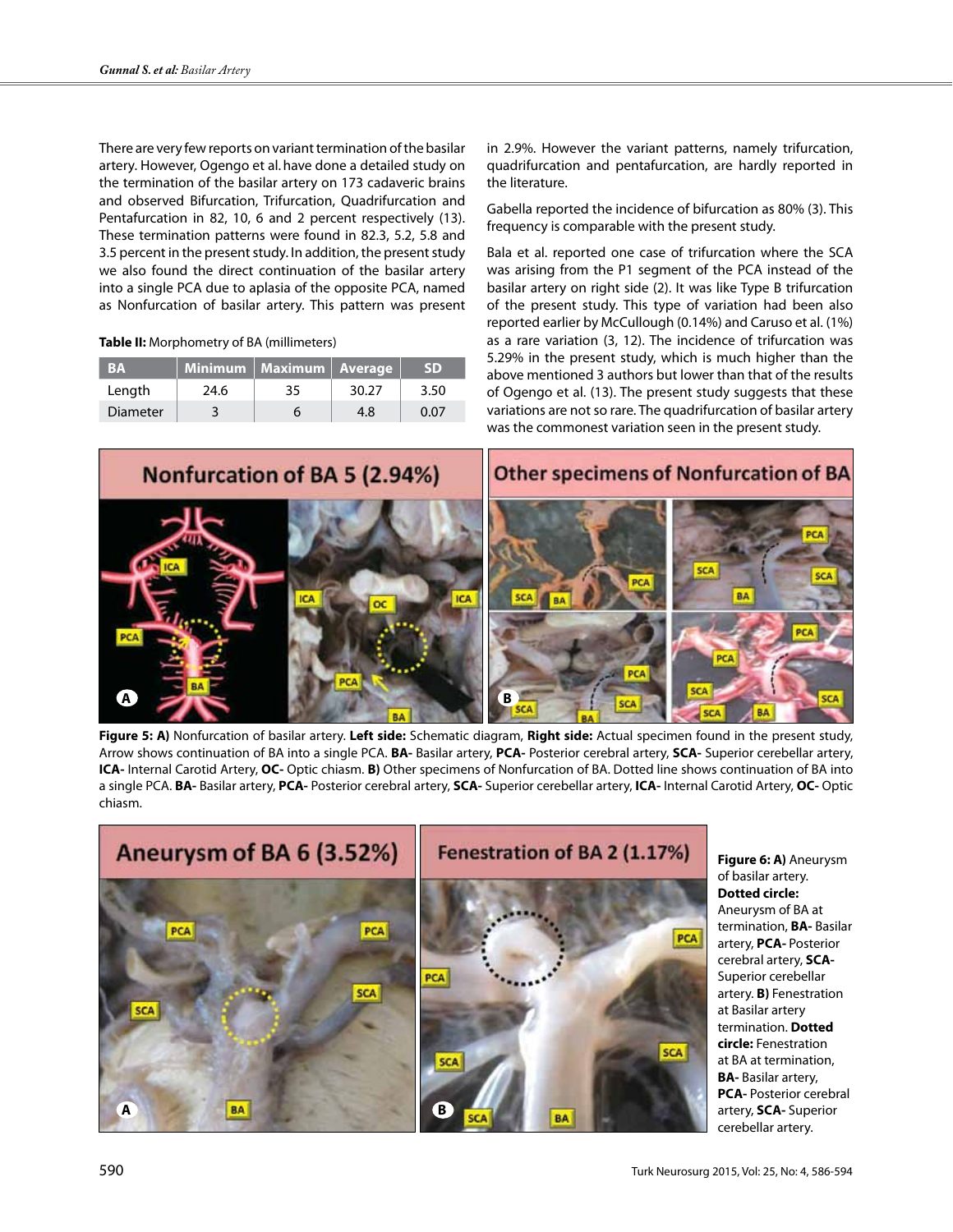There are very few reports on variant termination of the basilar artery. However, Ogengo et al. have done a detailed study on the termination of the basilar artery on 173 cadaveric brains and observed Bifurcation, Trifurcation, Quadrifurcation and Pentafurcation in 82, 10, 6 and 2 percent respectively (13). These termination patterns were found in 82.3, 5.2, 5.8 and 3.5 percent in the present study. In addition, the present study we also found the direct continuation of the basilar artery into a single PCA due to aplasia of the opposite PCA, named as Nonfurcation of basilar artery. This pattern was present in 2.9%. However the variant patterns, namely trifurcation, quadrifurcation and pentafurcation, are hardly reported in the literature.

**Table II:** Morphometry of BA (millimeters)

| BA | Minimum | Maximum | Average | SD |
|---|---|---|---|---|
| Length | 24.6 | 35 | 30.27 | 3.50 |
| Diameter | 3 | 6 | 4.8 | 0.07 |

Gabella reported the incidence of bifurcation as 80% (3). This frequency is comparable with the present study.

Bala et al. reported one case of trifurcation where the SCA was arising from the P1 segment of the PCA instead of the basilar artery on right side (2). It was like Type B trifurcation of the present study. This type of variation had been also reported earlier by McCullough (0.14%) and Caruso et al. (1%) as a rare variation (3, 12). The incidence of trifurcation was 5.29% in the present study, which is much higher than the above mentioned 3 authors but lower than the results of Ogengo et al. (13). The present study suggests that these variations are not so rare. The quadrifurcation of basilar artery was the commonest variation seen in the present study.

**Figure 5: A)** Nonfurcation of basilar artery. **Left side:** Schematic diagram, **Right side:** Actual specimen found in the present study, Arrow shows continuation of BA into a single PCA. **BA-** Basilar artery, **PCA-** Posterior cerebral artery, **SCA-** Superior cerebellar artery, **ICA-** Internal Carotid Artery, **OC-** Optic chiasm. **B)** Other specimens of Nonfurcation of BA. Dotted line shows continuation of BA into a single PCA. **BA-** Basilar artery, **PCA-** Posterior cerebral artery, **SCA-** Superior cerebellar artery, **ICA-** Internal Carotid Artery, **OC-** Optic chiasm.

**Figure 6: A)** Aneurysm of basilar artery. **Dotted circle:** Aneurysm of BA at termination, **BA-** Basilar artery, **PCA-** Posterior cerebral artery, **SCA-** Superior cerebellar artery. **B)** Fenestration at Basilar artery termination. **Dotted circle:** Fenestration at BA at termination, **BA-** Basilar artery, **PCA-** Posterior cerebral artery, **SCA-** Superior cerebellar artery.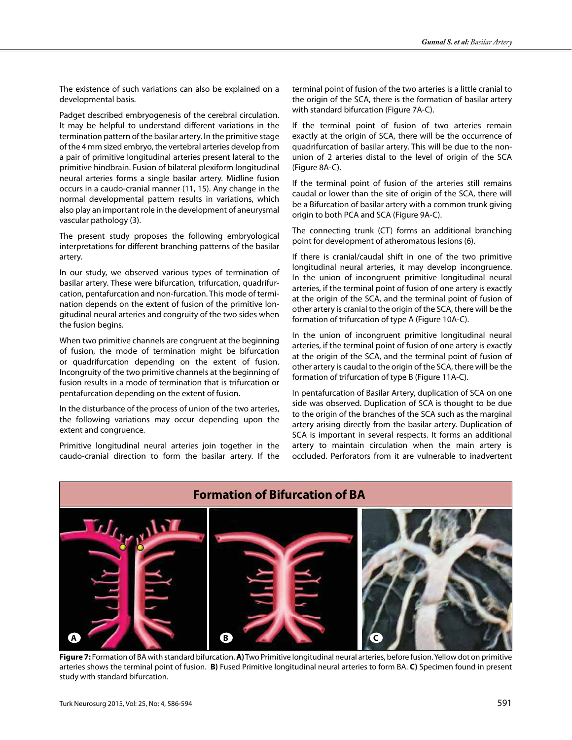The existence of such variations can also be explained on a developmental basis.

Padget described embryogenesis of the cerebral circulation. It may be helpful to understand different variations in the termination pattern of the basilar artery. In the primitive stage of the 4 mm sized embryo, the vertebral arteries develop from a pair of primitive longitudinal arteries present lateral to the primitive hindbrain. Fusion of bilateral plexiform longitudinal neural arteries forms a single basilar artery. Midline fusion occurs in a caudo-cranial manner (11, 15). Any change in the normal developmental pattern results in variations, which also play an important role in the development of aneurysmal vascular pathology (3).

The present study proposes the following embryological interpretations for different branching patterns of the basilar artery.

In our study, we observed various types of termination of basilar artery. These were bifurcation, trifurcation, quadrifurcation, pentafurcation and non-furcation. This mode of termination depends on the extent of fusion of the primitive longitudinal neural arteries and congruity of the two sides when the fusion begins.

When two primitive channels are congruent at the beginning of fusion, the mode of termination might be bifurcation or quadrifurcation depending on the extent of fusion. Incongruity of the two primitive channels at the beginning of fusion results in a mode of termination that is trifurcation or pentafurcation depending on the extent of fusion.

In the disturbance of the process of union of the two arteries, the following variations may occur depending upon the extent and congruence.

Primitive longitudinal neural arteries join together in the caudo-cranial direction to form the basilar artery. If the terminal point of fusion of the two arteries is a little cranial to the origin of the SCA, there is the formation of basilar artery with standard bifurcation (Figure 7A-C).

If the terminal point of fusion of two arteries remain exactly at the origin of SCA, there will be the occurrence of quadrifurcation of basilar artery. This will be due to the non-union of 2 arteries distal to the level of origin of the SCA (Figure 8A-C).

If the terminal point of fusion of the arteries still remains caudal or lower than the site of origin of the SCA, there will be a Bifurcation of basilar artery with a common trunk giving origin to both PCA and SCA (Figure 9A-C).

The connecting trunk (CT) forms an additional branching point for development of atheromatous lesions (6).

If there is cranial/caudal shift in one of the two primitive longitudinal neural arteries, it may develop incongruence. In the union of incongruent primitive longitudinal neural arteries, if the terminal point of fusion of one artery is exactly at the origin of the SCA, and the terminal point of fusion of other artery is cranial to the origin of the SCA, there will be the formation of trifurcation of type A (Figure 10A-C).

In the union of incongruent primitive longitudinal neural arteries, if the terminal point of fusion of one artery is exactly at the origin of the SCA, and the terminal point of fusion of other artery is caudal to the origin of the SCA, there will be the formation of trifurcation of type B (Figure 11A-C).

In pentafurcation of Basilar Artery, duplication of SCA on one side was observed. Duplication of SCA is thought to be due to the origin of the branches of the SCA such as the marginal artery arising directly from the basilar artery. Duplication of SCA is important in several respects. It forms an additional artery to maintain circulation when the main artery is occluded. Perforators from it are vulnerable to inadvertent

**Formation of Bifurcation of BA**

**Figure 7:** Formation of BA with standard bifurcation. **A)** Two Primitive longitudinal neural arteries, before fusion. Yellow dot on primitive arteries shows the terminal point of fusion. **B)** Fused Primitive longitudinal neural arteries to form BA. **C)** Specimen found in present study with standard bifurcation.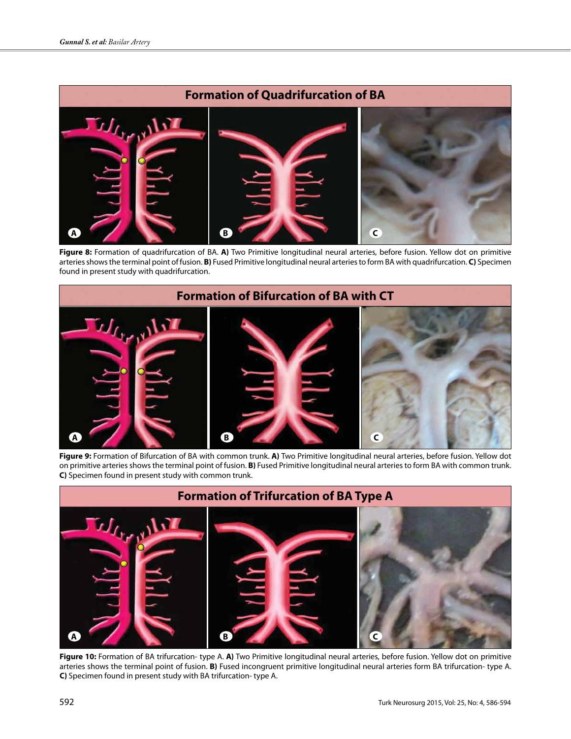Formation of Quadrifurcation of BA

**Figure 8:** Formation of quadrifurcation of BA. **A)** Two Primitive longitudinal neural arteries, before fusion. Yellow dot on primitive arteries shows the terminal point of fusion. **B)** Fused Primitive longitudinal neural arteries to form BA with quadrifurcation. **C)** Specimen found in present study with quadrifurcation.

Formation of Bifurcation of BA with CT

**Figure 9:** Formation of Bifurcation of BA with common trunk. **A)** Two Primitive longitudinal neural arteries, before fusion. Yellow dot on primitive arteries shows the terminal point of fusion. **B)** Fused Primitive longitudinal neural arteries to form BA with common trunk. **C)** Specimen found in present study with common trunk.

Formation of Trifurcation of BA Type A

**Figure 10:** Formation of BA trifurcation- type A. **A)** Two Primitive longitudinal neural arteries, before fusion. Yellow dot on primitive arteries shows the terminal point of fusion. **B)** Fused incongruent primitive longitudinal neural arteries form BA trifurcation- type A. **C)** Specimen found in present study with BA trifurcation- type A.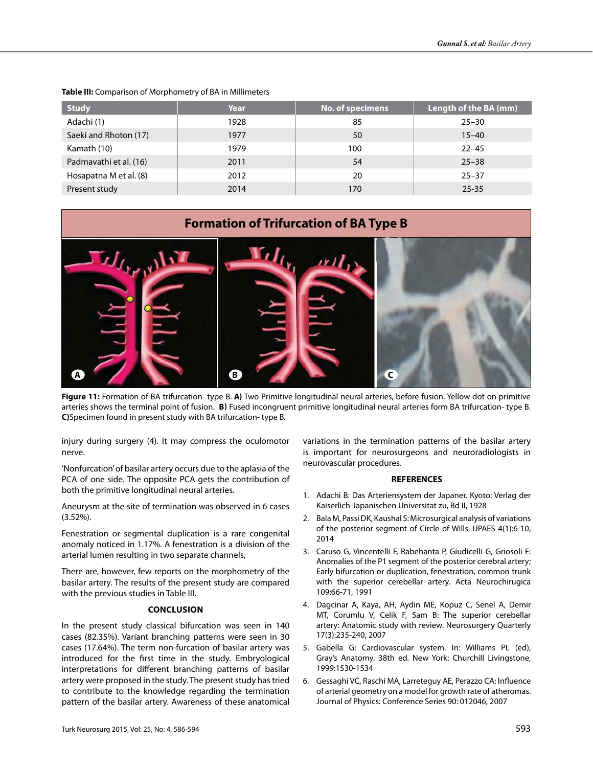**Table III:** Comparison of Morphometry of BA in Millimeters

| Study | Year | No. of specimens | Length of the BA (mm) |
|---|---|---|---|
| Adachi (1) | 1928 | 85 | 25–30 |
| Saeki and Rhoton (17) | 1977 | 50 | 15–40 |
| Kamath (10) | 1979 | 100 | 22–45 |
| Padmavathi et al. (16) | 2011 | 54 | 25–38 |
| Hosapatna M et al. (8) | 2012 | 20 | 25–37 |
| Present study | 2014 | 170 | 25-35 |

**Figure 11:** Formation of BA trifurcation- type B. **A)** Two Primitive longitudinal neural arteries, before fusion. Yellow dot on primitive arteries shows the terminal point of fusion. **B)** Fused incongruent primitive longitudinal neural arteries form BA trifurcation- type B. **C)**Specimen found in present study with BA trifurcation- type B.

injury during surgery (4). It may compress the oculomotor nerve.

'Nonfurcation' of basilar artery occurs due to the aplasia of the PCA of one side. The opposite PCA gets the contribution of both the primitive longitudinal neural arteries.

Aneurysm at the site of termination was observed in 6 cases (3.52%).

Fenestration or segmental duplication is a rare congenital anomaly noticed in 1.17%. A fenestration is a division of the arterial lumen resulting in two separate channels,

There are, however, few reports on the morphometry of the basilar artery. The results of the present study are compared with the previous studies in Table III.

## CONCLUSION

In the present study classical bifurcation was seen in 140 cases (82.35%). Variant branching patterns were seen in 30 cases (17.64%). The term non-furcation of basilar artery was introduced for the first time in the study. Embryological interpretations for different branching patterns of basilar artery were proposed in the study. The present study has tried to contribute to the knowledge regarding the termination pattern of the basilar artery. Awareness of these anatomical variations in the termination patterns of the basilar artery is important for neurosurgeons and neuroradiologists in neurovascular procedures.

## REFERENCES

1. Adachi B: Das Arteriensystem der Japaner. Kyoto: Verlag der Kaiserlich-Japanischen Universitat zu, Bd II, 1928
2. Bala M, Passi DK, Kaushal S: Microsurgical analysis of variations of the posterior segment of Circle of Wills. IJPAES 4(1):6-10, 2014
3. Caruso G, Vincentelli F, Rabehanta P, Giudicelli G, Griosoli F: Anomalies of the P1 segment of the posterior cerebral artery; Early bifurcation or duplication, fenestration, common trunk with the superior cerebellar artery. Acta Neurochirugica 109:66-71, 1991
4. Dagcinar A, Kaya, AH, Aydin ME, Kopuz C, Senel A, Demir MT, Corumlu V, Celik F, Sam B: The superior cerebellar artery: Anatomic study with review. Neurosurgery Quarterly 17(3):235-240, 2007
5. Gabella G: Cardiovascular system. In: Williams PL (ed), Gray's Anatomy. 38th ed. New York: Churchill Livingstone, 1999:1530-1534
6. Gessaghi VC, Raschi MA, Larreteguy AE, Perazzo CA: Influence of arterial geometry on a model for growth rate of atheromas. Journal of Physics: Conference Series 90: 012046, 2007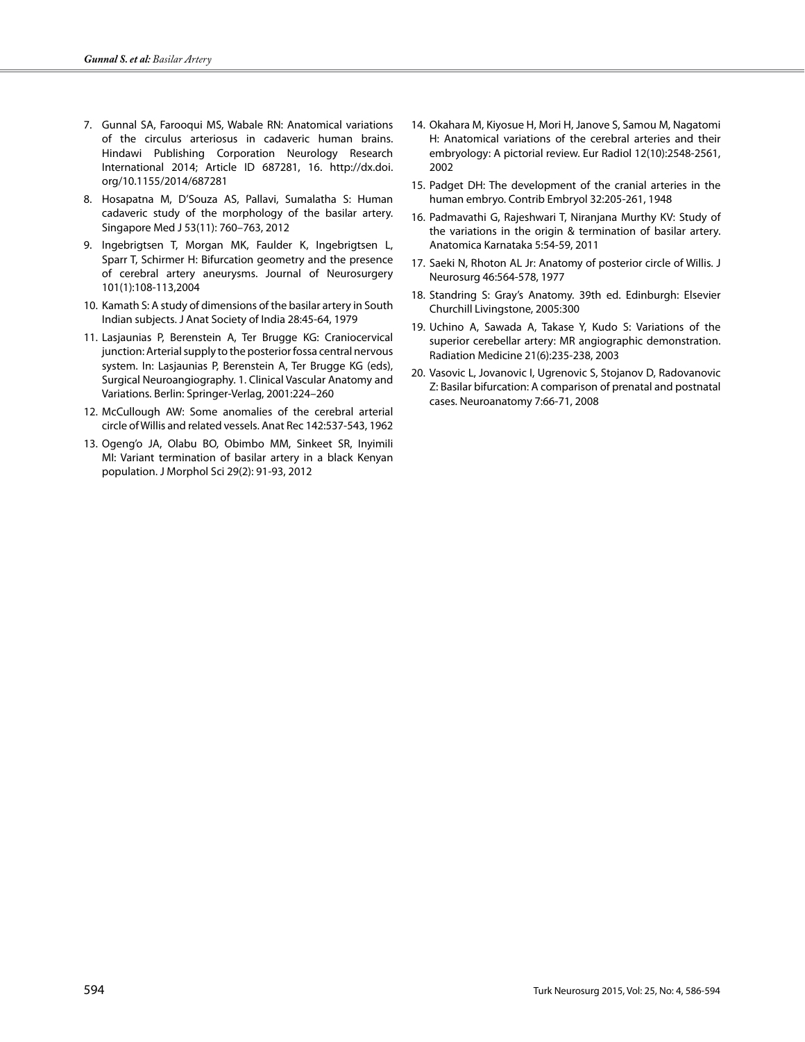7. Gunnal SA, Farooqui MS, Wabale RN: Anatomical variations of the circulus arteriosus in cadaveric human brains. Hindawi Publishing Corporation Neurology Research International 2014; Article ID 687281, 16. http://dx.doi.org/10.1155/2014/687281
8. Hosapatna M, D'Souza AS, Pallavi, Sumalatha S: Human cadaveric study of the morphology of the basilar artery. Singapore Med J 53(11): 760–763, 2012
9. Ingebrigtsen T, Morgan MK, Faulder K, Ingebrigtsen L, Sparr T, Schirmer H: Bifurcation geometry and the presence of cerebral artery aneurysms. Journal of Neurosurgery 101(1):108-113,2004
10. Kamath S: A study of dimensions of the basilar artery in South Indian subjects. J Anat Society of India 28:45-64, 1979
11. Lasjaunias P, Berenstein A, Ter Brugge KG: Craniocervical junction: Arterial supply to the posterior fossa central nervous system. In: Lasjaunias P, Berenstein A, Ter Brugge KG (eds), Surgical Neuroangiography. 1. Clinical Vascular Anatomy and Variations. Berlin: Springer-Verlag, 2001:224–260
12. McCullough AW: Some anomalies of the cerebral arterial circle of Willis and related vessels. Anat Rec 142:537-543, 1962
13. Ogeng'o JA, Olabu BO, Obimbo MM, Sinkeet SR, Inyimili MI: Variant termination of basilar artery in a black Kenyan population. J Morphol Sci 29(2): 91-93, 2012
14. Okahara M, Kiyosue H, Mori H, Janove S, Samou M, Nagatomi H: Anatomical variations of the cerebral arteries and their embryology: A pictorial review. Eur Radiol 12(10):2548-2561, 2002
15. Padget DH: The development of the cranial arteries in the human embryo. Contrib Embryol 32:205-261, 1948
16. Padmavathi G, Rajeshwari T, Niranjana Murthy KV: Study of the variations in the origin & termination of basilar artery. Anatomica Karnataka 5:54-59, 2011
17. Saeki N, Rhoton AL Jr: Anatomy of posterior circle of Willis. J Neurosurg 46:564-578, 1977
18. Standring S: Gray's Anatomy. 39th ed. Edinburgh: Elsevier Churchill Livingstone, 2005:300
19. Uchino A, Sawada A, Takase Y, Kudo S: Variations of the superior cerebellar artery: MR angiographic demonstration. Radiation Medicine 21(6):235-238, 2003
20. Vasovic L, Jovanovic I, Ugrenovic S, Stojanov D, Radovanovic Z: Basilar bifurcation: A comparison of prenatal and postnatal cases. Neuroanatomy 7:66-71, 2008